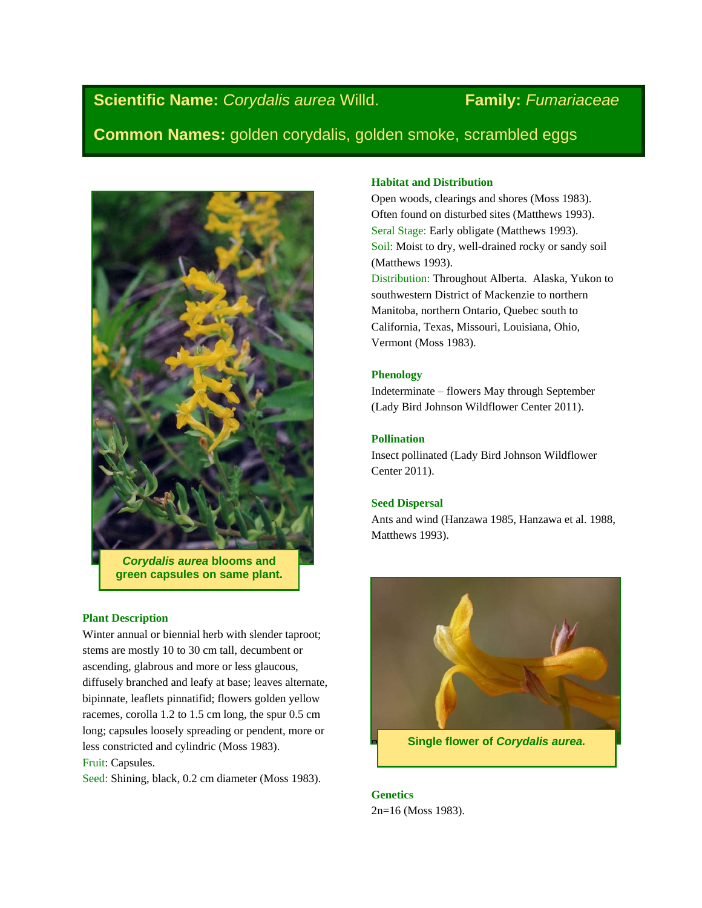**Scientific Name:** *Corydalis aurea* Willd. **Family:** *Fumariaceae*

**Common Names:** golden corydalis, golden smoke, scrambled eggs

***Corydalis aurea*** **blooms and green capsules on same plant.**

### Plant Description

Winter annual or biennial herb with slender taproot; stems are mostly 10 to 30 cm tall, decumbent or ascending, glabrous and more or less glaucous, diffusely branched and leafy at base; leaves alternate, bipinnate, leaflets pinnatifid; flowers golden yellow racemes, corolla 1.2 to 1.5 cm long, the spur 0.5 cm long; capsules loosely spreading or pendent, more or less constricted and cylindric (Moss 1983).

Fruit: Capsules.

Seed: Shining, black, 0.2 cm diameter (Moss 1983).

### Habitat and Distribution

Open woods, clearings and shores (Moss 1983). Often found on disturbed sites (Matthews 1993).

Seral Stage: Early obligate (Matthews 1993).

Soil: Moist to dry, well-drained rocky or sandy soil (Matthews 1993).

Distribution: Throughout Alberta. Alaska, Yukon to southwestern District of Mackenzie to northern Manitoba, northern Ontario, Quebec south to California, Texas, Missouri, Louisiana, Ohio, Vermont (Moss 1983).

### Phenology

Indeterminate – flowers May through September (Lady Bird Johnson Wildflower Center 2011).

### Pollination

Insect pollinated (Lady Bird Johnson Wildflower Center 2011).

### Seed Dispersal

Ants and wind (Hanzawa 1985, Hanzawa et al. 1988, Matthews 1993).

**Single flower of** ***Corydalis aurea.***

### Genetics

2n=16 (Moss 1983).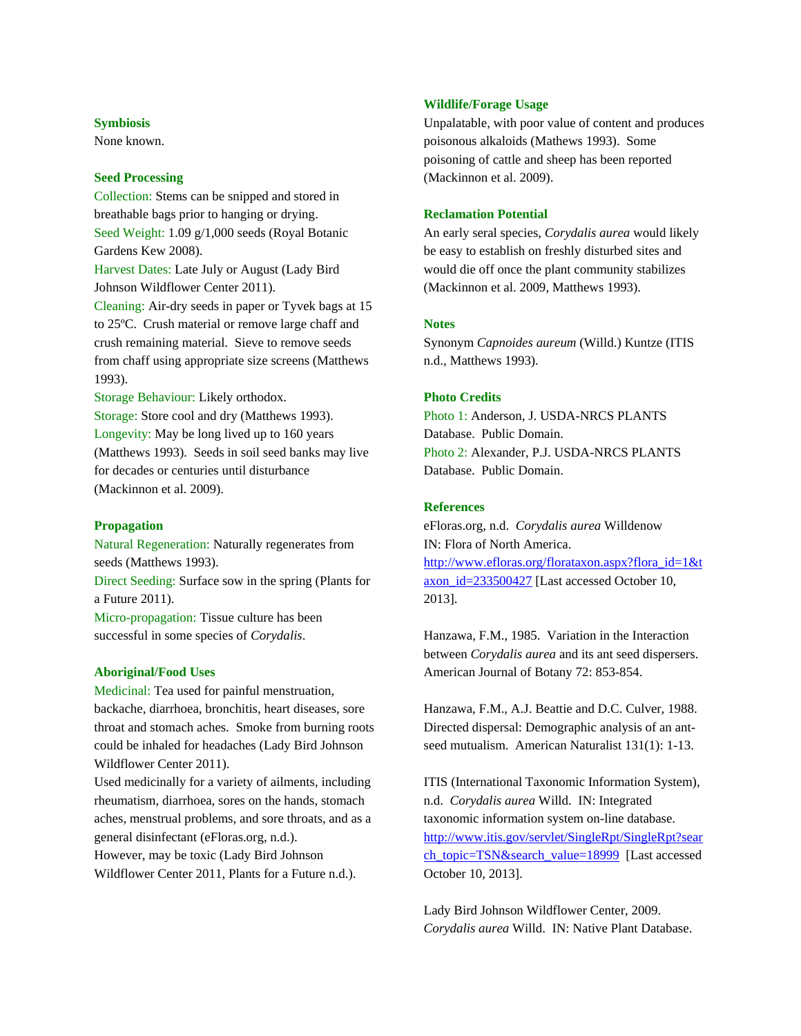### Symbiosis

None known.

### Seed Processing

Collection: Stems can be snipped and stored in breathable bags prior to hanging or drying.
Seed Weight: 1.09 g/1,000 seeds (Royal Botanic Gardens Kew 2008).
Harvest Dates: Late July or August (Lady Bird Johnson Wildflower Center 2011).
Cleaning: Air-dry seeds in paper or Tyvek bags at 15 to 25ºC. Crush material or remove large chaff and crush remaining material. Sieve to remove seeds from chaff using appropriate size screens (Matthews 1993).
Storage Behaviour: Likely orthodox.
Storage: Store cool and dry (Matthews 1993).
Longevity: May be long lived up to 160 years (Matthews 1993). Seeds in soil seed banks may live for decades or centuries until disturbance (Mackinnon et al. 2009).

### Propagation

Natural Regeneration: Naturally regenerates from seeds (Matthews 1993).
Direct Seeding: Surface sow in the spring (Plants for a Future 2011).
Micro-propagation: Tissue culture has been successful in some species of *Corydalis*.

### Aboriginal/Food Uses

Medicinal: Tea used for painful menstruation, backache, diarrhoea, bronchitis, heart diseases, sore throat and stomach aches. Smoke from burning roots could be inhaled for headaches (Lady Bird Johnson Wildflower Center 2011).
Used medicinally for a variety of ailments, including rheumatism, diarrhoea, sores on the hands, stomach aches, menstrual problems, and sore throats, and as a general disinfectant (eFloras.org, n.d.).
However, may be toxic (Lady Bird Johnson Wildflower Center 2011, Plants for a Future n.d.).

### Wildlife/Forage Usage

Unpalatable, with poor value of content and produces poisonous alkaloids (Mathews 1993). Some poisoning of cattle and sheep has been reported (Mackinnon et al. 2009).

### Reclamation Potential

An early seral species, *Corydalis aurea* would likely be easy to establish on freshly disturbed sites and would die off once the plant community stabilizes (Mackinnon et al. 2009, Matthews 1993).

### Notes

Synonym *Capnoides aureum* (Willd.) Kuntze (ITIS n.d., Matthews 1993).

### Photo Credits

Photo 1: Anderson, J. USDA-NRCS PLANTS Database. Public Domain.
Photo 2: Alexander, P.J. USDA-NRCS PLANTS Database. Public Domain.

### References

eFloras.org, n.d. *Corydalis aurea* Willdenow IN: Flora of North America. http://www.efloras.org/florataxon.aspx?flora_id=1&taxon_id=233500427 [Last accessed October 10, 2013].

Hanzawa, F.M., 1985. Variation in the Interaction between *Corydalis aurea* and its ant seed dispersers. American Journal of Botany 72: 853-854.

Hanzawa, F.M., A.J. Beattie and D.C. Culver, 1988. Directed dispersal: Demographic analysis of an ant-seed mutualism. American Naturalist 131(1): 1-13.

ITIS (International Taxonomic Information System), n.d. *Corydalis aurea* Willd. IN: Integrated taxonomic information system on-line database. http://www.itis.gov/servlet/SingleRpt/SingleRpt?search_topic=TSN&search_value=18999 [Last accessed October 10, 2013].

Lady Bird Johnson Wildflower Center, 2009. *Corydalis aurea* Willd. IN: Native Plant Database.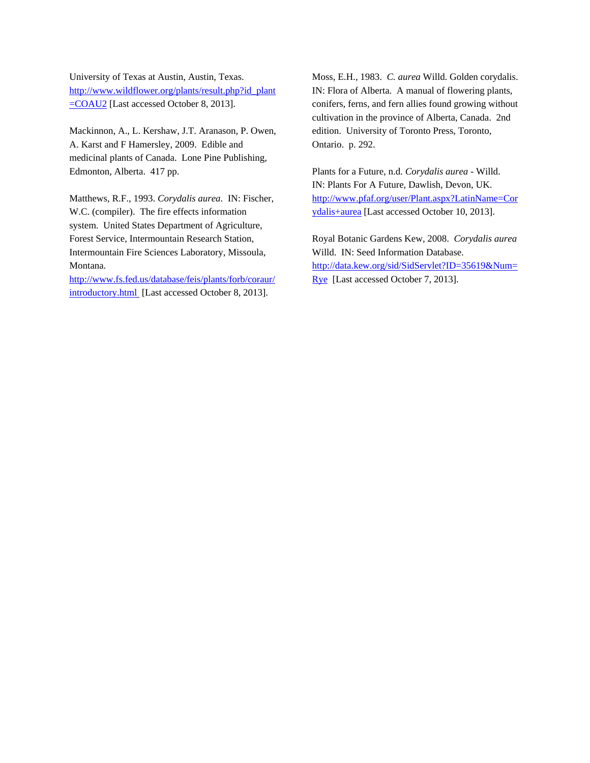University of Texas at Austin, Austin, Texas. http://www.wildflower.org/plants/result.php?id_plant=COAU2 [Last accessed October 8, 2013].

Mackinnon, A., L. Kershaw, J.T. Aranason, P. Owen, A. Karst and F Hamersley, 2009. Edible and medicinal plants of Canada. Lone Pine Publishing, Edmonton, Alberta. 417 pp.

Matthews, R.F., 1993. *Corydalis aurea*. IN: Fischer, W.C. (compiler). The fire effects information system. United States Department of Agriculture, Forest Service, Intermountain Research Station, Intermountain Fire Sciences Laboratory, Missoula, Montana. http://www.fs.fed.us/database/feis/plants/forb/coraur/introductory.html [Last accessed October 8, 2013].

Moss, E.H., 1983. *C. aurea* Willd. Golden corydalis. IN: Flora of Alberta. A manual of flowering plants, conifers, ferns, and fern allies found growing without cultivation in the province of Alberta, Canada. 2nd edition. University of Toronto Press, Toronto, Ontario. p. 292.

Plants for a Future, n.d. *Corydalis aurea* - Willd. IN: Plants For A Future, Dawlish, Devon, UK. http://www.pfaf.org/user/Plant.aspx?LatinName=Corydalis+aurea [Last accessed October 10, 2013].

Royal Botanic Gardens Kew, 2008. *Corydalis aurea* Willd. IN: Seed Information Database. http://data.kew.org/sid/SidServlet?ID=35619&Num=Rye [Last accessed October 7, 2013].